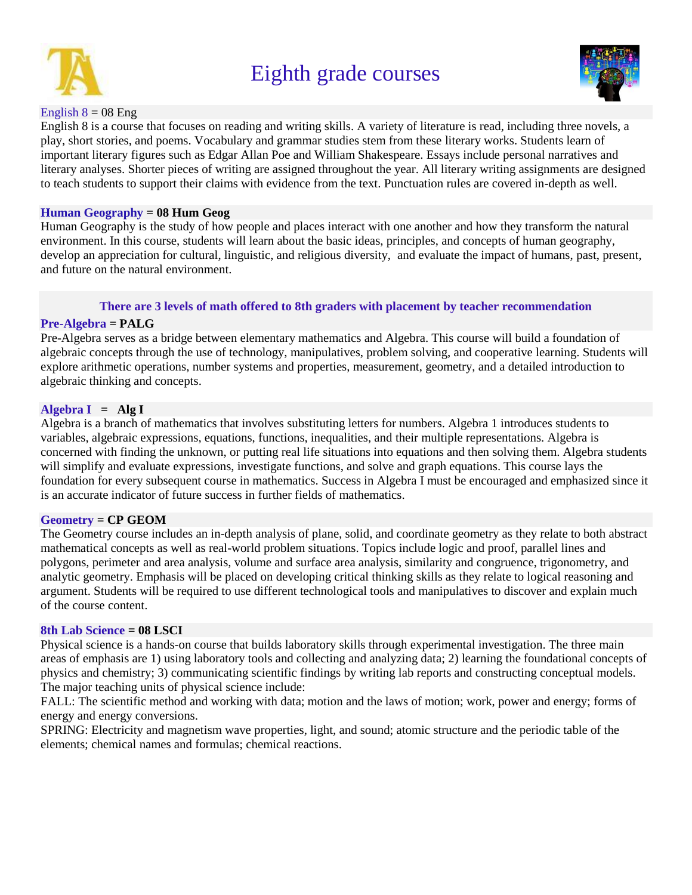# Eighth grade courses

### English 8 = 08 Eng

English 8 is a course that focuses on reading and writing skills. A variety of literature is read, including three novels, a play, short stories, and poems. Vocabulary and grammar studies stem from these literary works. Students learn of important literary figures such as Edgar Allan Poe and William Shakespeare. Essays include personal narratives and literary analyses. Shorter pieces of writing are assigned throughout the year. All literary writing assignments are designed to teach students to support their claims with evidence from the text. Punctuation rules are covered in-depth as well.

### Human Geography = 08 Hum Geog

Human Geography is the study of how people and places interact with one another and how they transform the natural environment. In this course, students will learn about the basic ideas, principles, and concepts of human geography, develop an appreciation for cultural, linguistic, and religious diversity, and evaluate the impact of humans, past, present, and future on the natural environment.

**There are 3 levels of math offered to 8th graders with placement by teacher recommendation**

### Pre-Algebra = PALG

Pre-Algebra serves as a bridge between elementary mathematics and Algebra. This course will build a foundation of algebraic concepts through the use of technology, manipulatives, problem solving, and cooperative learning. Students will explore arithmetic operations, number systems and properties, measurement, geometry, and a detailed introduction to algebraic thinking and concepts.

### Algebra I = Alg I

Algebra is a branch of mathematics that involves substituting letters for numbers. Algebra 1 introduces students to variables, algebraic expressions, equations, functions, inequalities, and their multiple representations. Algebra is concerned with finding the unknown, or putting real life situations into equations and then solving them. Algebra students will simplify and evaluate expressions, investigate functions, and solve and graph equations. This course lays the foundation for every subsequent course in mathematics. Success in Algebra I must be encouraged and emphasized since it is an accurate indicator of future success in further fields of mathematics.

### Geometry = CP GEOM

The Geometry course includes an in-depth analysis of plane, solid, and coordinate geometry as they relate to both abstract mathematical concepts as well as real-world problem situations. Topics include logic and proof, parallel lines and polygons, perimeter and area analysis, volume and surface area analysis, similarity and congruence, trigonometry, and analytic geometry. Emphasis will be placed on developing critical thinking skills as they relate to logical reasoning and argument. Students will be required to use different technological tools and manipulatives to discover and explain much of the course content.

### 8th Lab Science = 08 LSCI

Physical science is a hands-on course that builds laboratory skills through experimental investigation. The three main areas of emphasis are 1) using laboratory tools and collecting and analyzing data; 2) learning the foundational concepts of physics and chemistry; 3) communicating scientific findings by writing lab reports and constructing conceptual models. The major teaching units of physical science include:

FALL: The scientific method and working with data; motion and the laws of motion; work, power and energy; forms of energy and energy conversions.

SPRING: Electricity and magnetism wave properties, light, and sound; atomic structure and the periodic table of the elements; chemical names and formulas; chemical reactions.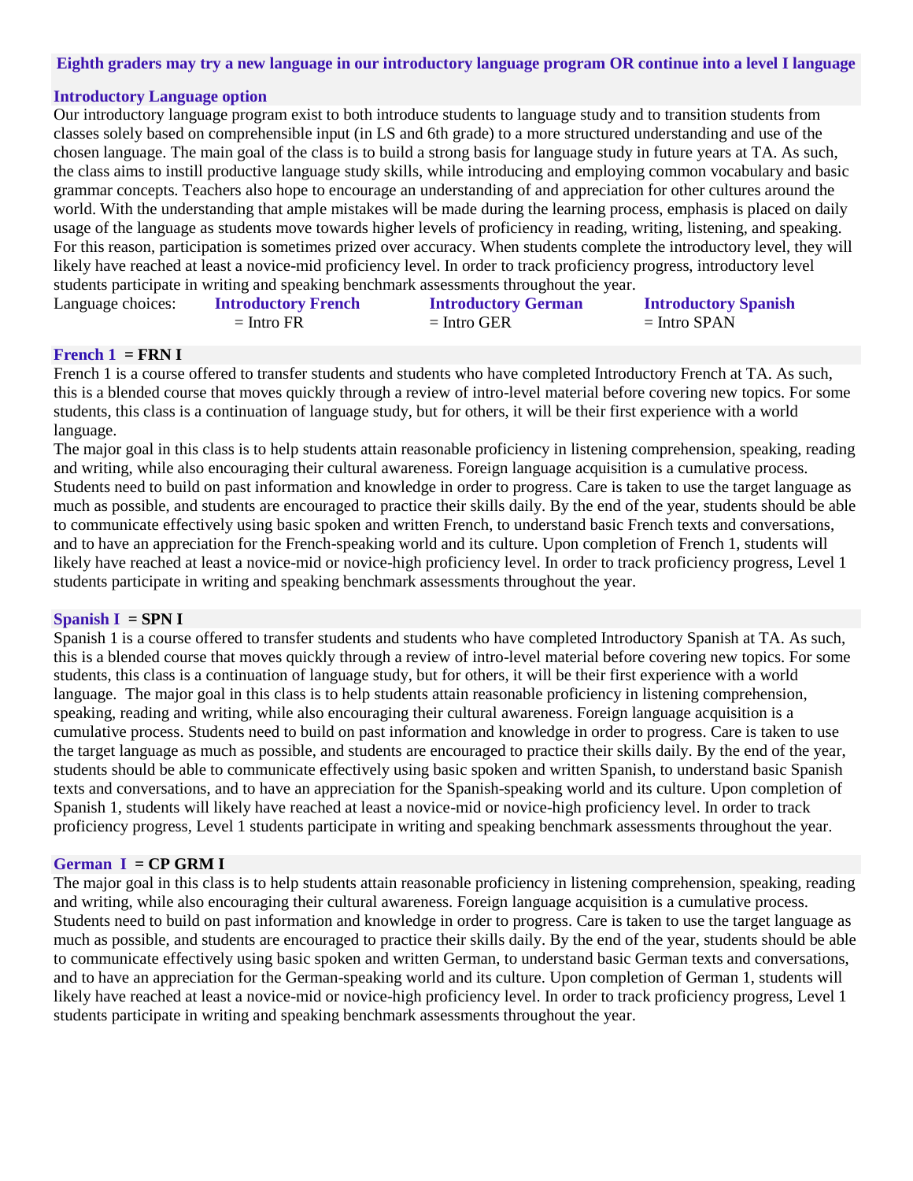## Eighth graders may try a new language in our introductory language program OR continue into a level I language

### Introductory Language option

Our introductory language program exist to both introduce students to language study and to transition students from classes solely based on comprehensible input (in LS and 6th grade) to a more structured understanding and use of the chosen language. The main goal of the class is to build a strong basis for language study in future years at TA. As such, the class aims to instill productive language study skills, while introducing and employing common vocabulary and basic grammar concepts. Teachers also hope to encourage an understanding of and appreciation for other cultures around the world. With the understanding that ample mistakes will be made during the learning process, emphasis is placed on daily usage of the language as students move towards higher levels of proficiency in reading, writing, listening, and speaking. For this reason, participation is sometimes prized over accuracy. When students complete the introductory level, they will likely have reached at least a novice-mid proficiency level. In order to track proficiency progress, introductory level students participate in writing and speaking benchmark assessments throughout the year.

| Language choices: | **Introductory French** | **Introductory German** | **Introductory Spanish** |
|---|---|---|---|
| | = Intro FR | = Intro GER | = Intro SPAN |

### French 1 = FRN I

French 1 is a course offered to transfer students and students who have completed Introductory French at TA. As such, this is a blended course that moves quickly through a review of intro-level material before covering new topics. For some students, this class is a continuation of language study, but for others, it will be their first experience with a world language.

The major goal in this class is to help students attain reasonable proficiency in listening comprehension, speaking, reading and writing, while also encouraging their cultural awareness. Foreign language acquisition is a cumulative process. Students need to build on past information and knowledge in order to progress. Care is taken to use the target language as much as possible, and students are encouraged to practice their skills daily. By the end of the year, students should be able to communicate effectively using basic spoken and written French, to understand basic French texts and conversations, and to have an appreciation for the French-speaking world and its culture. Upon completion of French 1, students will likely have reached at least a novice-mid or novice-high proficiency level. In order to track proficiency progress, Level 1 students participate in writing and speaking benchmark assessments throughout the year.

### Spanish I = SPN I

Spanish 1 is a course offered to transfer students and students who have completed Introductory Spanish at TA. As such, this is a blended course that moves quickly through a review of intro-level material before covering new topics. For some students, this class is a continuation of language study, but for others, it will be their first experience with a world language. The major goal in this class is to help students attain reasonable proficiency in listening comprehension, speaking, reading and writing, while also encouraging their cultural awareness. Foreign language acquisition is a cumulative process. Students need to build on past information and knowledge in order to progress. Care is taken to use the target language as much as possible, and students are encouraged to practice their skills daily. By the end of the year, students should be able to communicate effectively using basic spoken and written Spanish, to understand basic Spanish texts and conversations, and to have an appreciation for the Spanish-speaking world and its culture. Upon completion of Spanish 1, students will likely have reached at least a novice-mid or novice-high proficiency level. In order to track proficiency progress, Level 1 students participate in writing and speaking benchmark assessments throughout the year.

### German I = CP GRM I

The major goal in this class is to help students attain reasonable proficiency in listening comprehension, speaking, reading and writing, while also encouraging their cultural awareness. Foreign language acquisition is a cumulative process. Students need to build on past information and knowledge in order to progress. Care is taken to use the target language as much as possible, and students are encouraged to practice their skills daily. By the end of the year, students should be able to communicate effectively using basic spoken and written German, to understand basic German texts and conversations, and to have an appreciation for the German-speaking world and its culture. Upon completion of German 1, students will likely have reached at least a novice-mid or novice-high proficiency level. In order to track proficiency progress, Level 1 students participate in writing and speaking benchmark assessments throughout the year.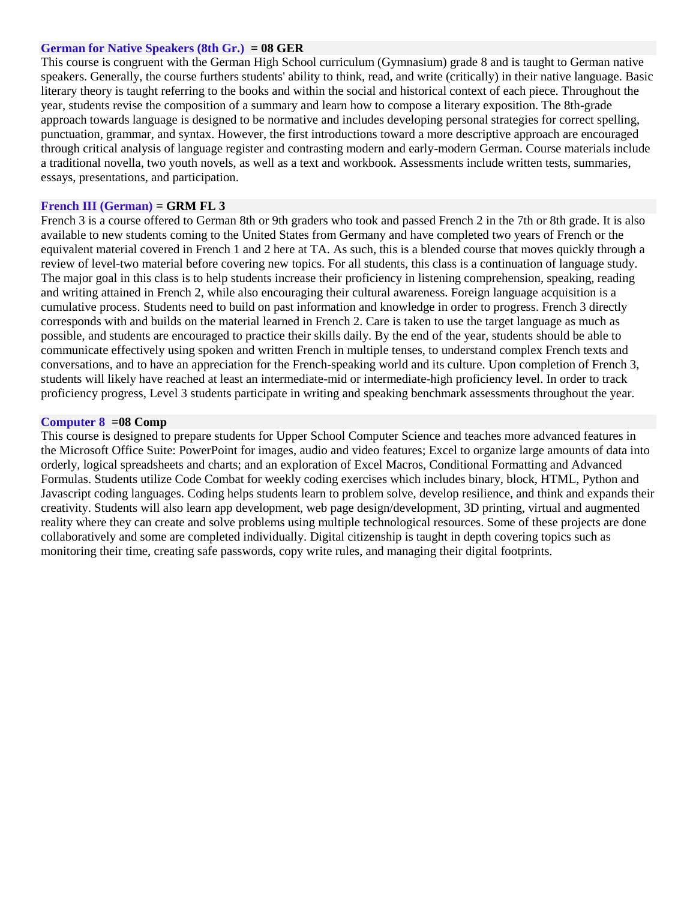### German for Native Speakers (8th Gr.) = 08 GER

This course is congruent with the German High School curriculum (Gymnasium) grade 8 and is taught to German native speakers. Generally, the course furthers students' ability to think, read, and write (critically) in their native language. Basic literary theory is taught referring to the books and within the social and historical context of each piece. Throughout the year, students revise the composition of a summary and learn how to compose a literary exposition. The 8th-grade approach towards language is designed to be normative and includes developing personal strategies for correct spelling, punctuation, grammar, and syntax. However, the first introductions toward a more descriptive approach are encouraged through critical analysis of language register and contrasting modern and early-modern German. Course materials include a traditional novella, two youth novels, as well as a text and workbook. Assessments include written tests, summaries, essays, presentations, and participation.

### French III (German) = GRM FL 3

French 3 is a course offered to German 8th or 9th graders who took and passed French 2 in the 7th or 8th grade. It is also available to new students coming to the United States from Germany and have completed two years of French or the equivalent material covered in French 1 and 2 here at TA. As such, this is a blended course that moves quickly through a review of level-two material before covering new topics. For all students, this class is a continuation of language study. The major goal in this class is to help students increase their proficiency in listening comprehension, speaking, reading and writing attained in French 2, while also encouraging their cultural awareness. Foreign language acquisition is a cumulative process. Students need to build on past information and knowledge in order to progress. French 3 directly corresponds with and builds on the material learned in French 2. Care is taken to use the target language as much as possible, and students are encouraged to practice their skills daily. By the end of the year, students should be able to communicate effectively using spoken and written French in multiple tenses, to understand complex French texts and conversations, and to have an appreciation for the French-speaking world and its culture. Upon completion of French 3, students will likely have reached at least an intermediate-mid or intermediate-high proficiency level. In order to track proficiency progress, Level 3 students participate in writing and speaking benchmark assessments throughout the year.

### Computer 8 =08 Comp

This course is designed to prepare students for Upper School Computer Science and teaches more advanced features in the Microsoft Office Suite: PowerPoint for images, audio and video features; Excel to organize large amounts of data into orderly, logical spreadsheets and charts; and an exploration of Excel Macros, Conditional Formatting and Advanced Formulas. Students utilize Code Combat for weekly coding exercises which includes binary, block, HTML, Python and Javascript coding languages. Coding helps students learn to problem solve, develop resilience, and think and expands their creativity. Students will also learn app development, web page design/development, 3D printing, virtual and augmented reality where they can create and solve problems using multiple technological resources. Some of these projects are done collaboratively and some are completed individually. Digital citizenship is taught in depth covering topics such as monitoring their time, creating safe passwords, copy write rules, and managing their digital footprints.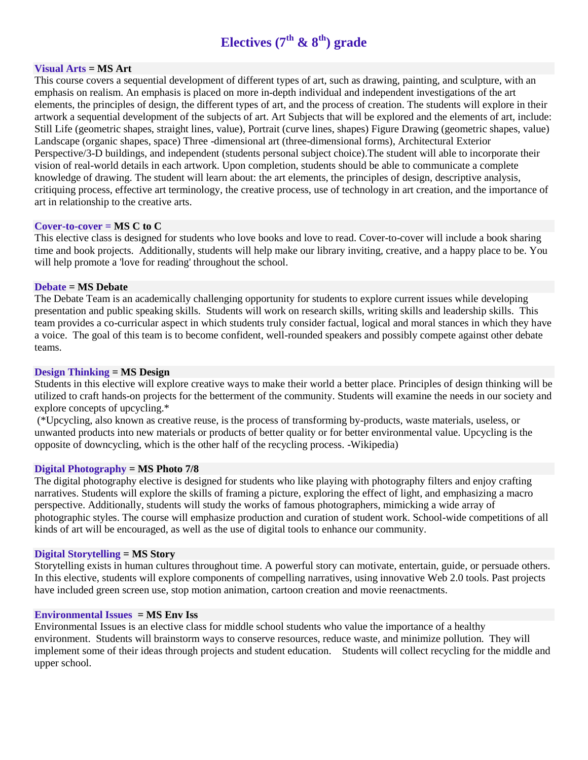# Electives (7th & 8th) grade

### Visual Arts = MS Art

This course covers a sequential development of different types of art, such as drawing, painting, and sculpture, with an emphasis on realism. An emphasis is placed on more in-depth individual and independent investigations of the art elements, the principles of design, the different types of art, and the process of creation. The students will explore in their artwork a sequential development of the subjects of art. Art Subjects that will be explored and the elements of art, include: Still Life (geometric shapes, straight lines, value), Portrait (curve lines, shapes) Figure Drawing (geometric shapes, value) Landscape (organic shapes, space) Three -dimensional art (three-dimensional forms), Architectural Exterior Perspective/3-D buildings, and independent (students personal subject choice).The student will able to incorporate their vision of real-world details in each artwork. Upon completion, students should be able to communicate a complete knowledge of drawing. The student will learn about: the art elements, the principles of design, descriptive analysis, critiquing process, effective art terminology, the creative process, use of technology in art creation, and the importance of art in relationship to the creative arts.

### Cover-to-cover = MS C to C

This elective class is designed for students who love books and love to read. Cover-to-cover will include a book sharing time and book projects. Additionally, students will help make our library inviting, creative, and a happy place to be. You will help promote a 'love for reading' throughout the school.

### Debate = MS Debate

The Debate Team is an academically challenging opportunity for students to explore current issues while developing presentation and public speaking skills. Students will work on research skills, writing skills and leadership skills. This team provides a co-curricular aspect in which students truly consider factual, logical and moral stances in which they have a voice. The goal of this team is to become confident, well-rounded speakers and possibly compete against other debate teams.

### Design Thinking = MS Design

Students in this elective will explore creative ways to make their world a better place. Principles of design thinking will be utilized to craft hands-on projects for the betterment of the community. Students will examine the needs in our society and explore concepts of upcycling.*

(*Upcycling, also known as creative reuse, is the process of transforming by-products, waste materials, useless, or unwanted products into new materials or products of better quality or for better environmental value. Upcycling is the opposite of downcycling, which is the other half of the recycling process. -Wikipedia)

### Digital Photography = MS Photo 7/8

The digital photography elective is designed for students who like playing with photography filters and enjoy crafting narratives. Students will explore the skills of framing a picture, exploring the effect of light, and emphasizing a macro perspective. Additionally, students will study the works of famous photographers, mimicking a wide array of photographic styles. The course will emphasize production and curation of student work. School-wide competitions of all kinds of art will be encouraged, as well as the use of digital tools to enhance our community.

### Digital Storytelling = MS Story

Storytelling exists in human cultures throughout time. A powerful story can motivate, entertain, guide, or persuade others. In this elective, students will explore components of compelling narratives, using innovative Web 2.0 tools. Past projects have included green screen use, stop motion animation, cartoon creation and movie reenactments.

### Environmental Issues = MS Env Iss

Environmental Issues is an elective class for middle school students who value the importance of a healthy environment. Students will brainstorm ways to conserve resources, reduce waste, and minimize pollution. They will implement some of their ideas through projects and student education. Students will collect recycling for the middle and upper school.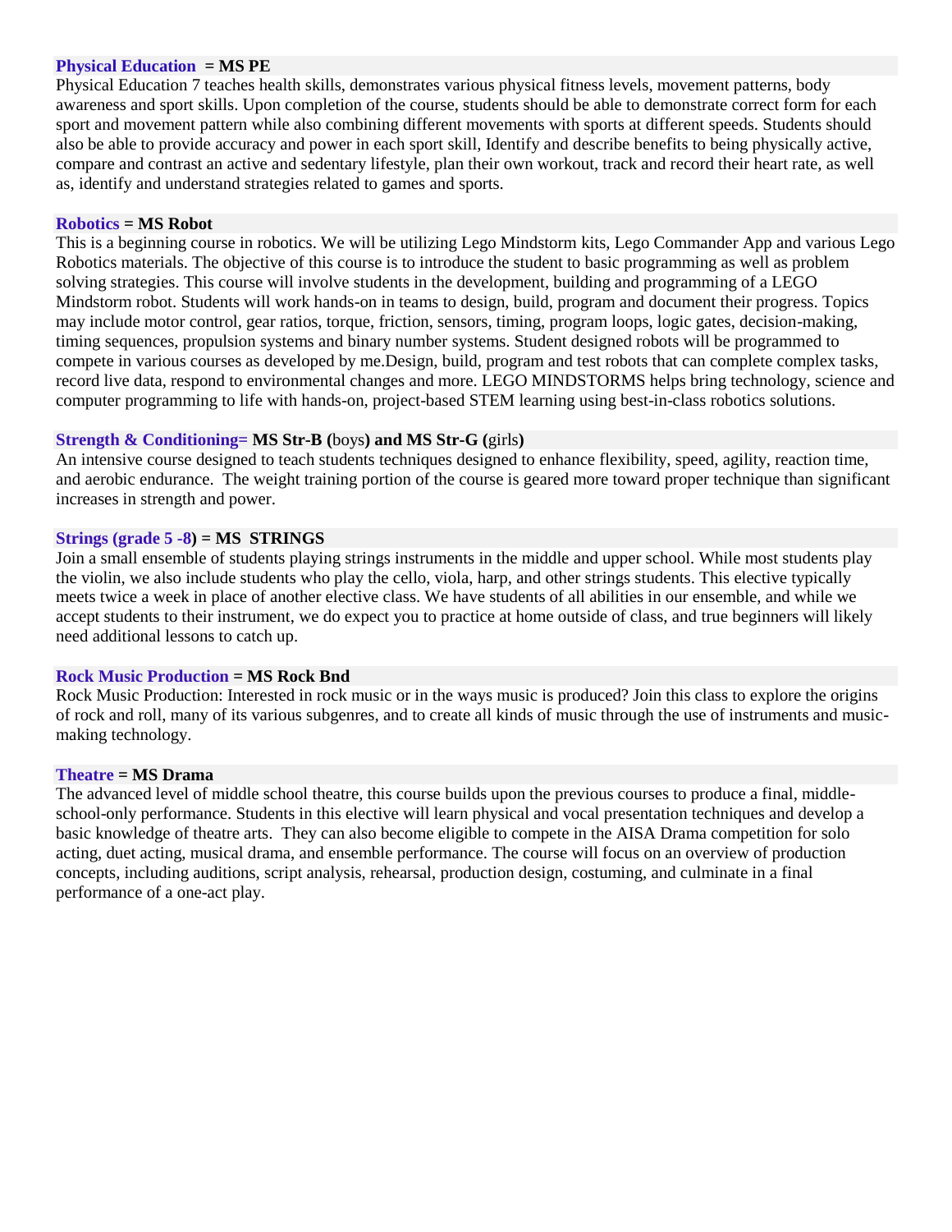**Physical Education = MS PE**

Physical Education 7 teaches health skills, demonstrates various physical fitness levels, movement patterns, body awareness and sport skills. Upon completion of the course, students should be able to demonstrate correct form for each sport and movement pattern while also combining different movements with sports at different speeds. Students should also be able to provide accuracy and power in each sport skill, Identify and describe benefits to being physically active, compare and contrast an active and sedentary lifestyle, plan their own workout, track and record their heart rate, as well as, identify and understand strategies related to games and sports.

**Robotics = MS Robot**

This is a beginning course in robotics. We will be utilizing Lego Mindstorm kits, Lego Commander App and various Lego Robotics materials. The objective of this course is to introduce the student to basic programming as well as problem solving strategies. This course will involve students in the development, building and programming of a LEGO Mindstorm robot. Students will work hands-on in teams to design, build, program and document their progress. Topics may include motor control, gear ratios, torque, friction, sensors, timing, program loops, logic gates, decision-making, timing sequences, propulsion systems and binary number systems. Student designed robots will be programmed to compete in various courses as developed by me.Design, build, program and test robots that can complete complex tasks, record live data, respond to environmental changes and more. LEGO MINDSTORMS helps bring technology, science and computer programming to life with hands-on, project-based STEM learning using best-in-class robotics solutions.

**Strength & Conditioning= MS Str-B (**boys**) and MS Str-G (**girls**)**

An intensive course designed to teach students techniques designed to enhance flexibility, speed, agility, reaction time, and aerobic endurance. The weight training portion of the course is geared more toward proper technique than significant increases in strength and power.

**Strings (grade 5 -8) = MS STRINGS**

Join a small ensemble of students playing strings instruments in the middle and upper school. While most students play the violin, we also include students who play the cello, viola, harp, and other strings students. This elective typically meets twice a week in place of another elective class. We have students of all abilities in our ensemble, and while we accept students to their instrument, we do expect you to practice at home outside of class, and true beginners will likely need additional lessons to catch up.

**Rock Music Production = MS Rock Bnd**

Rock Music Production: Interested in rock music or in the ways music is produced? Join this class to explore the origins of rock and roll, many of its various subgenres, and to create all kinds of music through the use of instruments and music-making technology.

**Theatre = MS Drama**

The advanced level of middle school theatre, this course builds upon the previous courses to produce a final, middle-school-only performance. Students in this elective will learn physical and vocal presentation techniques and develop a basic knowledge of theatre arts. They can also become eligible to compete in the AISA Drama competition for solo acting, duet acting, musical drama, and ensemble performance. The course will focus on an overview of production concepts, including auditions, script analysis, rehearsal, production design, costuming, and culminate in a final performance of a one-act play.